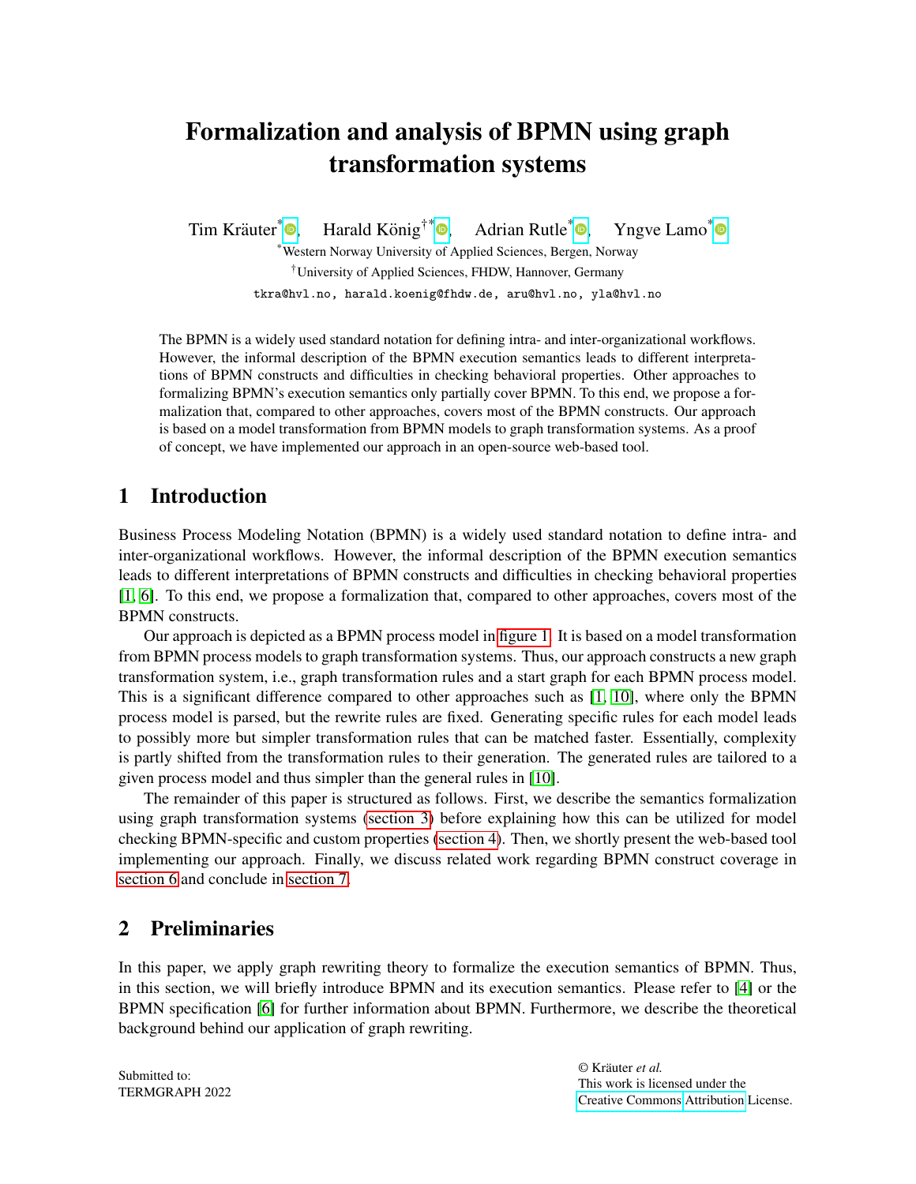# Formalization and analysis of BPMN using graph transformation systems

Tim Kräuter[*], Harald König[†*], Adrian Rutle[*], Yngve Lamo[*]

[*]Western Norway University of Applied Sciences, Bergen, Norway

[†]University of Applied Sciences, FHDW, Hannover, Germany

tkra@hvl.no, harald.koenig@fhdw.de, aru@hvl.no, yla@hvl.no

The BPMN is a widely used standard notation for defining intra- and inter-organizational workflows. However, the informal description of the BPMN execution semantics leads to different interpretations of BPMN constructs and difficulties in checking behavioral properties. Other approaches to formalizing BPMN's execution semantics only partially cover BPMN. To this end, we propose a formalization that, compared to other approaches, covers most of the BPMN constructs. Our approach is based on a model transformation from BPMN models to graph transformation systems. As a proof of concept, we have implemented our approach in an open-source web-based tool.

## 1 Introduction

Business Process Modeling Notation (BPMN) is a widely used standard notation to define intra- and inter-organizational workflows. However, the informal description of the BPMN execution semantics leads to different interpretations of BPMN constructs and difficulties in checking behavioral properties [1, 6]. To this end, we propose a formalization that, compared to other approaches, covers most of the BPMN constructs.

Our approach is depicted as a BPMN process model in figure 1. It is based on a model transformation from BPMN process models to graph transformation systems. Thus, our approach constructs a new graph transformation system, i.e., graph transformation rules and a start graph for each BPMN process model. This is a significant difference compared to other approaches such as [1, 10], where only the BPMN process model is parsed, but the rewrite rules are fixed. Generating specific rules for each model leads to possibly more but simpler transformation rules that can be matched faster. Essentially, complexity is partly shifted from the transformation rules to their generation. The generated rules are tailored to a given process model and thus simpler than the general rules in [10].

The remainder of this paper is structured as follows. First, we describe the semantics formalization using graph transformation systems (section 3) before explaining how this can be utilized for model checking BPMN-specific and custom properties (section 4). Then, we shortly present the web-based tool implementing our approach. Finally, we discuss related work regarding BPMN construct coverage in section 6 and conclude in section 7.

## 2 Preliminaries

In this paper, we apply graph rewriting theory to formalize the execution semantics of BPMN. Thus, in this section, we will briefly introduce BPMN and its execution semantics. Please refer to [4] or the BPMN specification [6] for further information about BPMN. Furthermore, we describe the theoretical background behind our application of graph rewriting.

Submitted to:
TERMGRAPH 2022

© Kräuter *et al.*
This work is licensed under the Creative Commons Attribution License.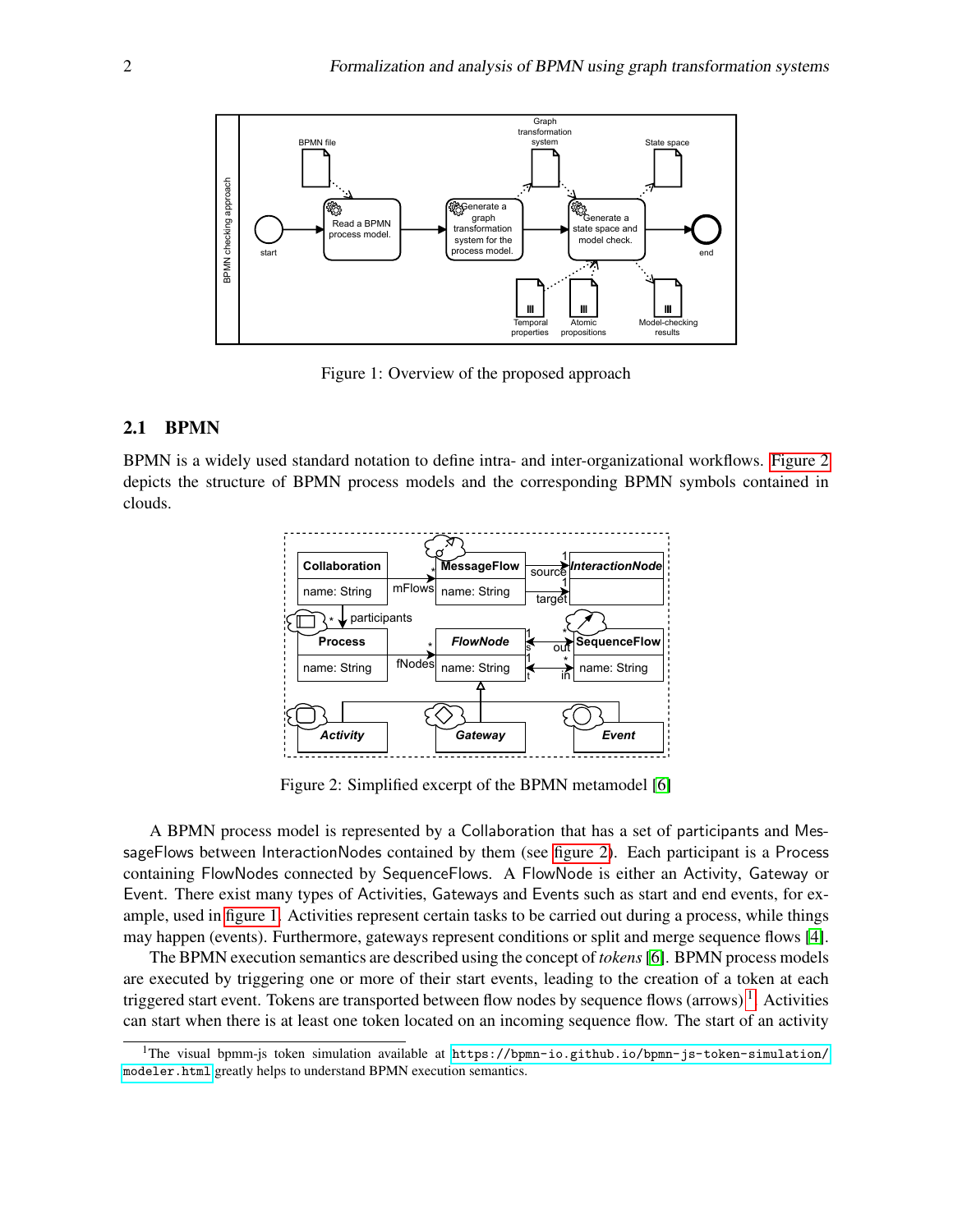Figure 1: Overview of the proposed approach

## 2.1 BPMN

BPMN is a widely used standard notation to define intra- and inter-organizational workflows. Figure 2 depicts the structure of BPMN process models and the corresponding BPMN symbols contained in clouds.

Figure 2: Simplified excerpt of the BPMN metamodel [6]

A BPMN process model is represented by a Collaboration that has a set of participants and MessageFlows between InteractionNodes contained by them (see figure 2). Each participant is a Process containing FlowNodes connected by SequenceFlows. A FlowNode is either an Activity, Gateway or Event. There exist many types of Activities, Gateways and Events such as start and end events, for example, used in figure 1. Activities represent certain tasks to be carried out during a process, while things may happen (events). Furthermore, gateways represent conditions or split and merge sequence flows [4].

The BPMN execution semantics are described using the concept of *tokens* [6]. BPMN process models are executed by triggering one or more of their start events, leading to the creation of a token at each triggered start event. Tokens are transported between flow nodes by sequence flows (arrows) [1]. Activities can start when there is at least one token located on an incoming sequence flow. The start of an activity

[1] The visual bpmn-js token simulation available at `https://bpmn-io.github.io/bpmn-js-token-simulation/modeler.html` greatly helps to understand BPMN execution semantics.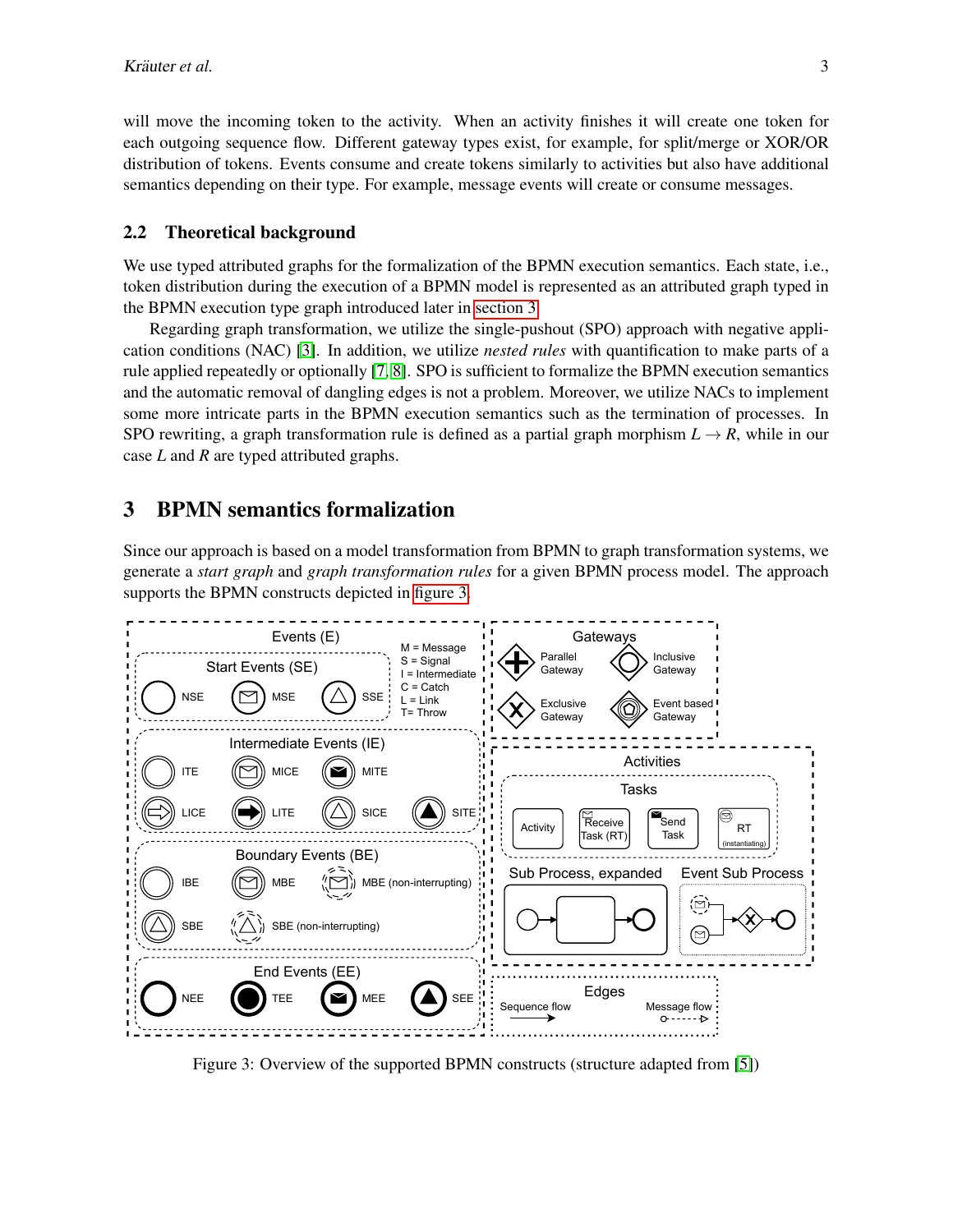will move the incoming token to the activity. When an activity finishes it will create one token for each outgoing sequence flow. Different gateway types exist, for example, for split/merge or XOR/OR distribution of tokens. Events consume and create tokens similarly to activities but also have additional semantics depending on their type. For example, message events will create or consume messages.

### 2.2 Theoretical background

We use typed attributed graphs for the formalization of the BPMN execution semantics. Each state, i.e., token distribution during the execution of a BPMN model is represented as an attributed graph typed in the BPMN execution type graph introduced later in section 3.

Regarding graph transformation, we utilize the single-pushout (SPO) approach with negative application conditions (NAC) [3]. In addition, we utilize *nested rules* with quantification to make parts of a rule applied repeatedly or optionally [7, 8]. SPO is sufficient to formalize the BPMN execution semantics and the automatic removal of dangling edges is not a problem. Moreover, we utilize NACs to implement some more intricate parts in the BPMN execution semantics such as the termination of processes. In SPO rewriting, a graph transformation rule is defined as a partial graph morphism $L \rightarrow R$, while in our case $L$ and $R$ are typed attributed graphs.

## 3 BPMN semantics formalization

Since our approach is based on a model transformation from BPMN to graph transformation systems, we generate a *start graph* and *graph transformation rules* for a given BPMN process model. The approach supports the BPMN constructs depicted in figure 3.

Figure 3: Overview of the supported BPMN constructs (structure adapted from [5])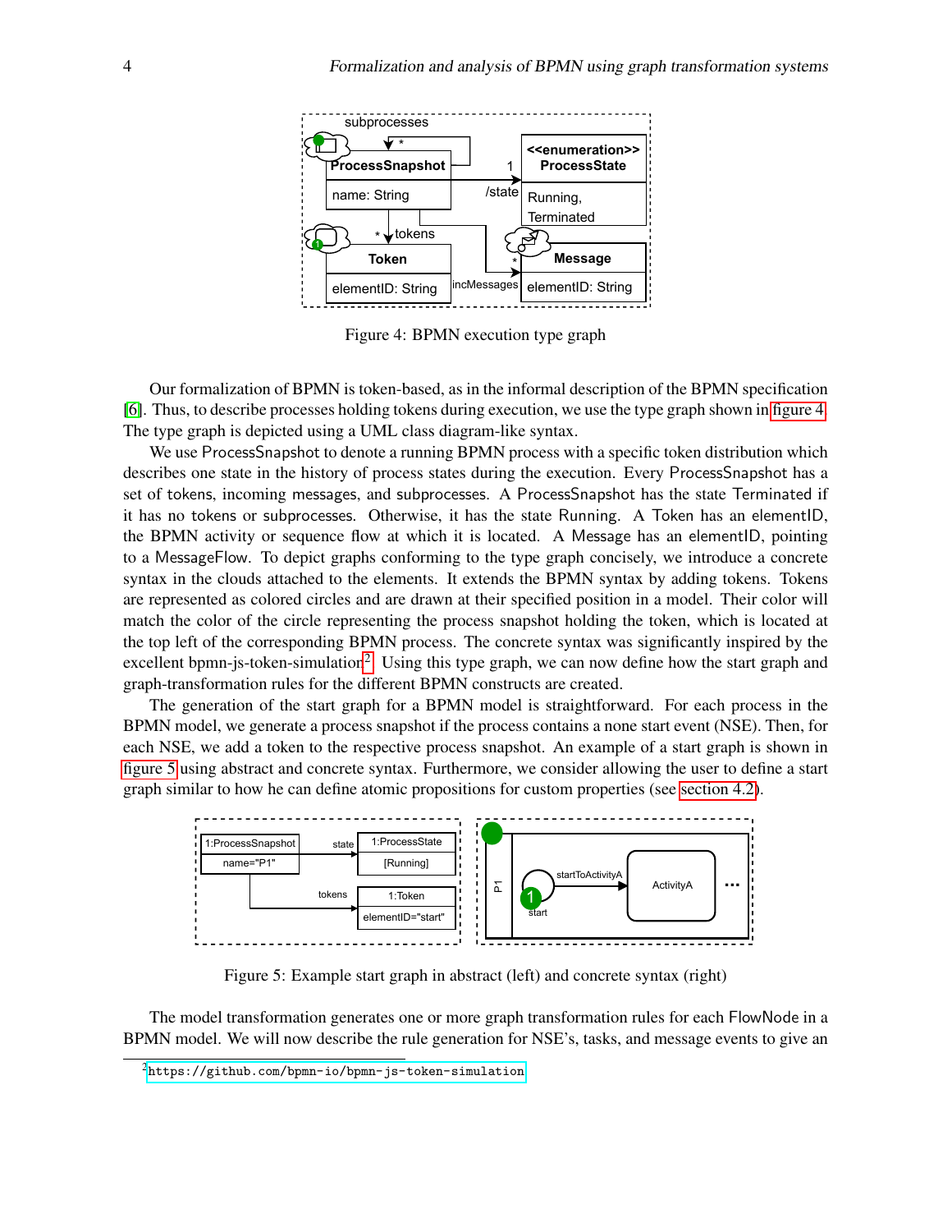Figure 4: BPMN execution type graph

Our formalization of BPMN is token-based, as in the informal description of the BPMN specification [6]. Thus, to describe processes holding tokens during execution, we use the type graph shown in figure 4. The type graph is depicted using a UML class diagram-like syntax.

We use ProcessSnapshot to denote a running BPMN process with a specific token distribution which describes one state in the history of process states during the execution. Every ProcessSnapshot has a set of tokens, incoming messages, and subprocesses. A ProcessSnapshot has the state Terminated if it has no tokens or subprocesses. Otherwise, it has the state Running. A Token has an elementID, the BPMN activity or sequence flow at which it is located. A Message has an elementID, pointing to a MessageFlow. To depict graphs conforming to the type graph concisely, we introduce a concrete syntax in the clouds attached to the elements. It extends the BPMN syntax by adding tokens. Tokens are represented as colored circles and are drawn at their specified position in a model. Their color will match the color of the circle representing the process snapshot holding the token, which is located at the top left of the corresponding BPMN process. The concrete syntax was significantly inspired by the excellent bpmn-js-token-simulation[2]. Using this type graph, we can now define how the start graph and graph-transformation rules for the different BPMN constructs are created.

The generation of the start graph for a BPMN model is straightforward. For each process in the BPMN model, we generate a process snapshot if the process contains a none start event (NSE). Then, for each NSE, we add a token to the respective process snapshot. An example of a start graph is shown in figure 5 using abstract and concrete syntax. Furthermore, we consider allowing the user to define a start graph similar to how he can define atomic propositions for custom properties (see section 4.2).

Figure 5: Example start graph in abstract (left) and concrete syntax (right)

The model transformation generates one or more graph transformation rules for each FlowNode in a BPMN model. We will now describe the rule generation for NSE's, tasks, and message events to give an

[2] https://github.com/bpmn-io/bpmn-js-token-simulation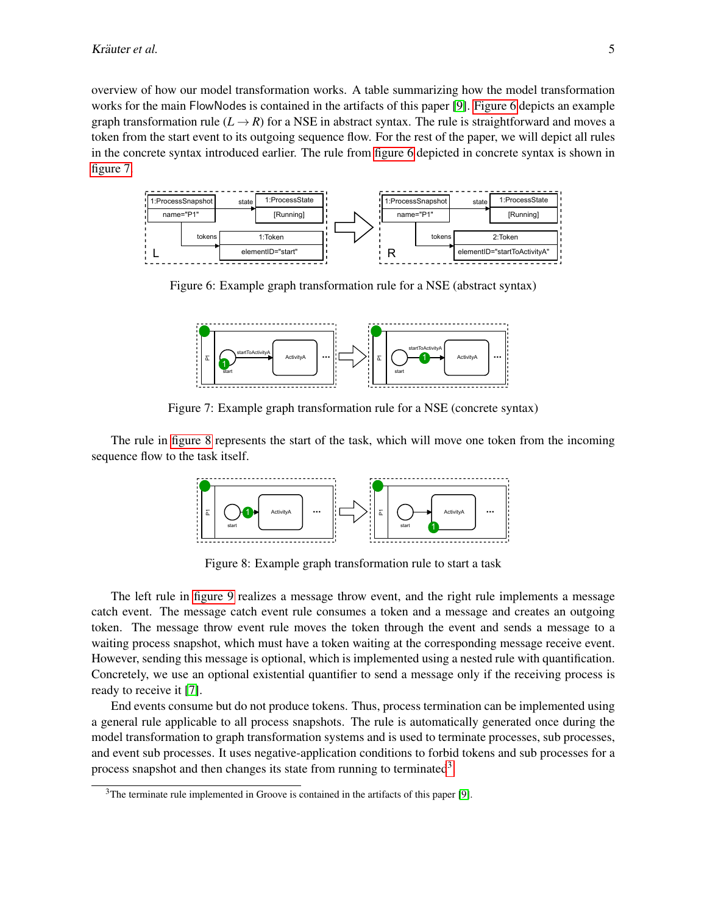overview of how our model transformation works. A table summarizing how the model transformation works for the main FlowNodes is contained in the artifacts of this paper [9]. Figure 6 depicts an example graph transformation rule ($L \rightarrow R$) for a NSE in abstract syntax. The rule is straightforward and moves a token from the start event to its outgoing sequence flow. For the rest of the paper, we will depict all rules in the concrete syntax introduced earlier. The rule from figure 6 depicted in concrete syntax is shown in figure 7.

Figure 6: Example graph transformation rule for a NSE (abstract syntax)

Figure 7: Example graph transformation rule for a NSE (concrete syntax)

The rule in figure 8 represents the start of the task, which will move one token from the incoming sequence flow to the task itself.

Figure 8: Example graph transformation rule to start a task

The left rule in figure 9 realizes a message throw event, and the right rule implements a message catch event. The message catch event rule consumes a token and a message and creates an outgoing token. The message throw event rule moves the token through the event and sends a message to a waiting process snapshot, which must have a token waiting at the corresponding message receive event. However, sending this message is optional, which is implemented using a nested rule with quantification. Concretely, we use an optional existential quantifier to send a message only if the receiving process is ready to receive it [7].

End events consume but do not produce tokens. Thus, process termination can be implemented using a general rule applicable to all process snapshots. The rule is automatically generated once during the model transformation to graph transformation systems and is used to terminate processes, sub processes, and event sub processes. It uses negative-application conditions to forbid tokens and sub processes for a process snapshot and then changes its state from running to terminated[3].

[3] The terminate rule implemented in Groove is contained in the artifacts of this paper [9].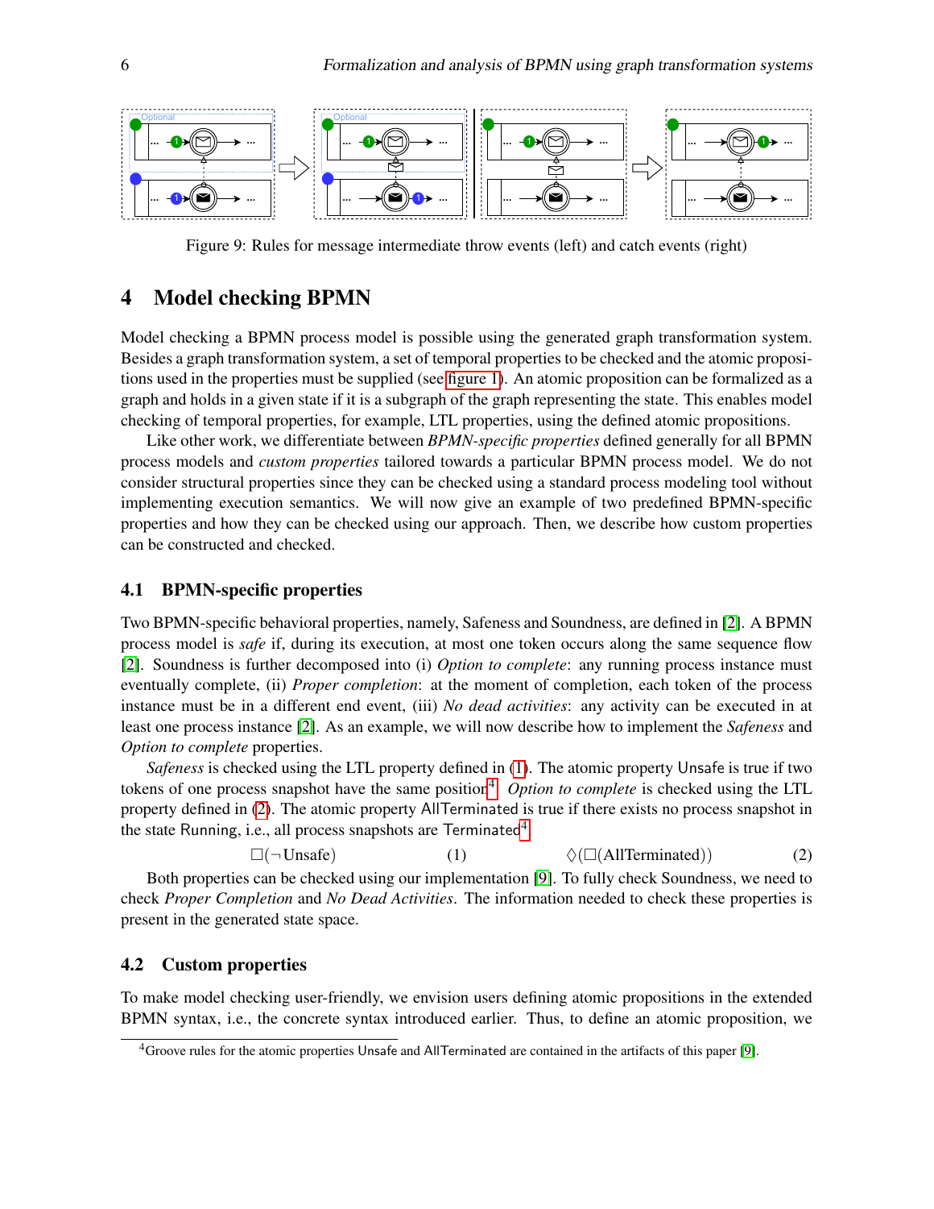Figure 9: Rules for message intermediate throw events (left) and catch events (right)

# 4 Model checking BPMN

Model checking a BPMN process model is possible using the generated graph transformation system. Besides a graph transformation system, a set of temporal properties to be checked and the atomic propositions used in the properties must be supplied (see figure 1). An atomic proposition can be formalized as a graph and holds in a given state if it is a subgraph of the graph representing the state. This enables model checking of temporal properties, for example, LTL properties, using the defined atomic propositions.

Like other work, we differentiate between *BPMN-specific properties* defined generally for all BPMN process models and *custom properties* tailored towards a particular BPMN process model. We do not consider structural properties since they can be checked using a standard process modeling tool without implementing execution semantics. We will now give an example of two predefined BPMN-specific properties and how they can be checked using our approach. Then, we describe how custom properties can be constructed and checked.

## 4.1 BPMN-specific properties

Two BPMN-specific behavioral properties, namely, Safeness and Soundness, are defined in [2]. A BPMN process model is *safe* if, during its execution, at most one token occurs along the same sequence flow [2]. Soundness is further decomposed into (i) *Option to complete*: any running process instance must eventually complete, (ii) *Proper completion*: at the moment of completion, each token of the process instance must be in a different end event, (iii) *No dead activities*: any activity can be executed in at least one process instance [2]. As an example, we will now describe how to implement the *Safeness* and *Option to complete* properties.

*Safeness* is checked using the LTL property defined in (1). The atomic property Unsafe is true if two tokens of one process snapshot have the same position[4]. *Option to complete* is checked using the LTL property defined in (2). The atomic property AllTerminated is true if there exists no process snapshot in the state Running, i.e., all process snapshots are Terminated[4].

$$\Box(\neg \text{Unsafe}) \quad (1) \qquad\qquad \Diamond(\Box(\text{AllTerminated})) \quad (2)$$

Both properties can be checked using our implementation [9]. To fully check Soundness, we need to check *Proper Completion* and *No Dead Activities*. The information needed to check these properties is present in the generated state space.

## 4.2 Custom properties

To make model checking user-friendly, we envision users defining atomic propositions in the extended BPMN syntax, i.e., the concrete syntax introduced earlier. Thus, to define an atomic proposition, we

[4] Groove rules for the atomic properties Unsafe and AllTerminated are contained in the artifacts of this paper [9].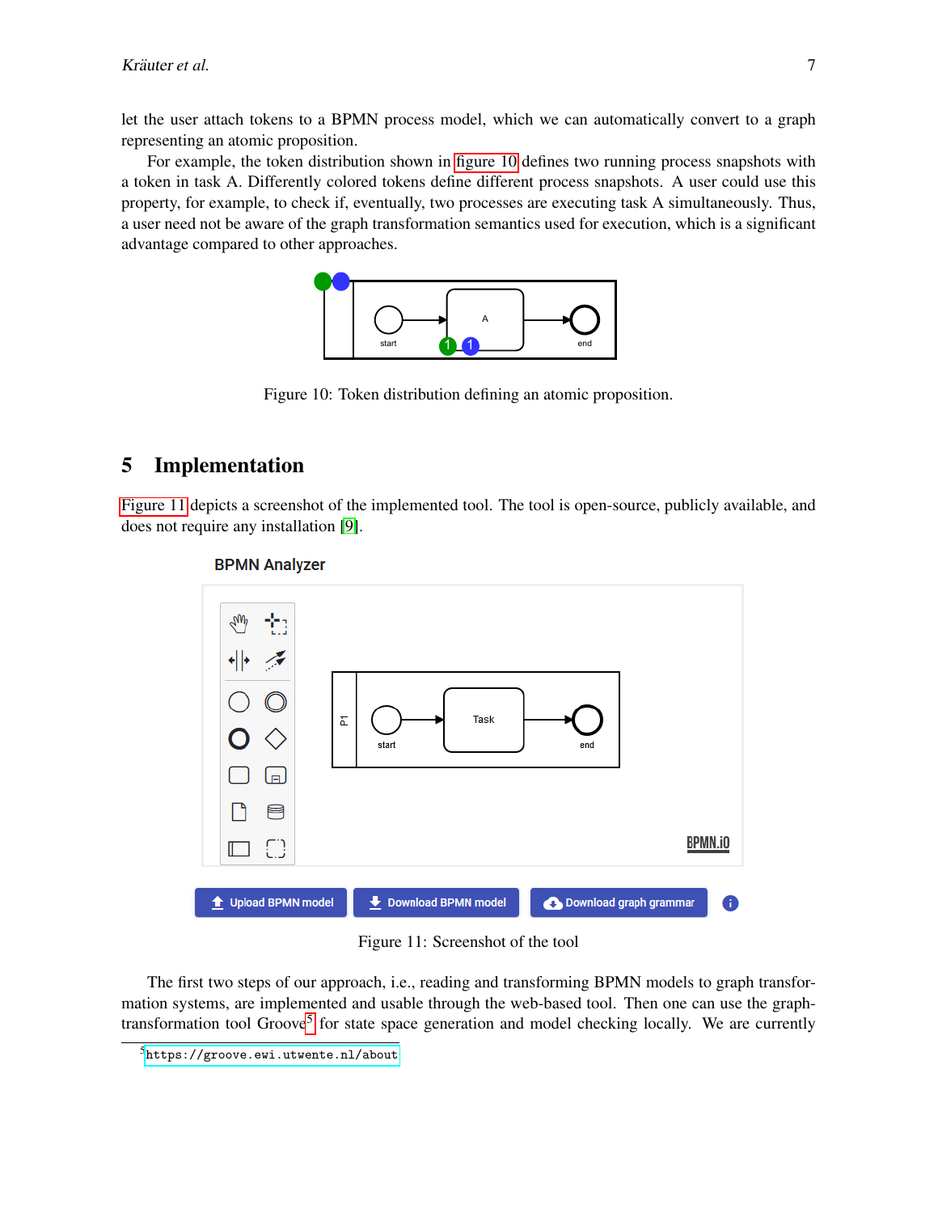let the user attach tokens to a BPMN process model, which we can automatically convert to a graph representing an atomic proposition.

For example, the token distribution shown in figure 10 defines two running process snapshots with a token in task A. Differently colored tokens define different process snapshots. A user could use this property, for example, to check if, eventually, two processes are executing task A simultaneously. Thus, a user need not be aware of the graph transformation semantics used for execution, which is a significant advantage compared to other approaches.

Figure 10: Token distribution defining an atomic proposition.

## 5 Implementation

Figure 11 depicts a screenshot of the implemented tool. The tool is open-source, publicly available, and does not require any installation [9].

Figure 11: Screenshot of the tool

The first two steps of our approach, i.e., reading and transforming BPMN models to graph transformation systems, are implemented and usable through the web-based tool. Then one can use the graph-transformation tool Groove[5] for state space generation and model checking locally. We are currently

[5] https://groove.ewi.utwente.nl/about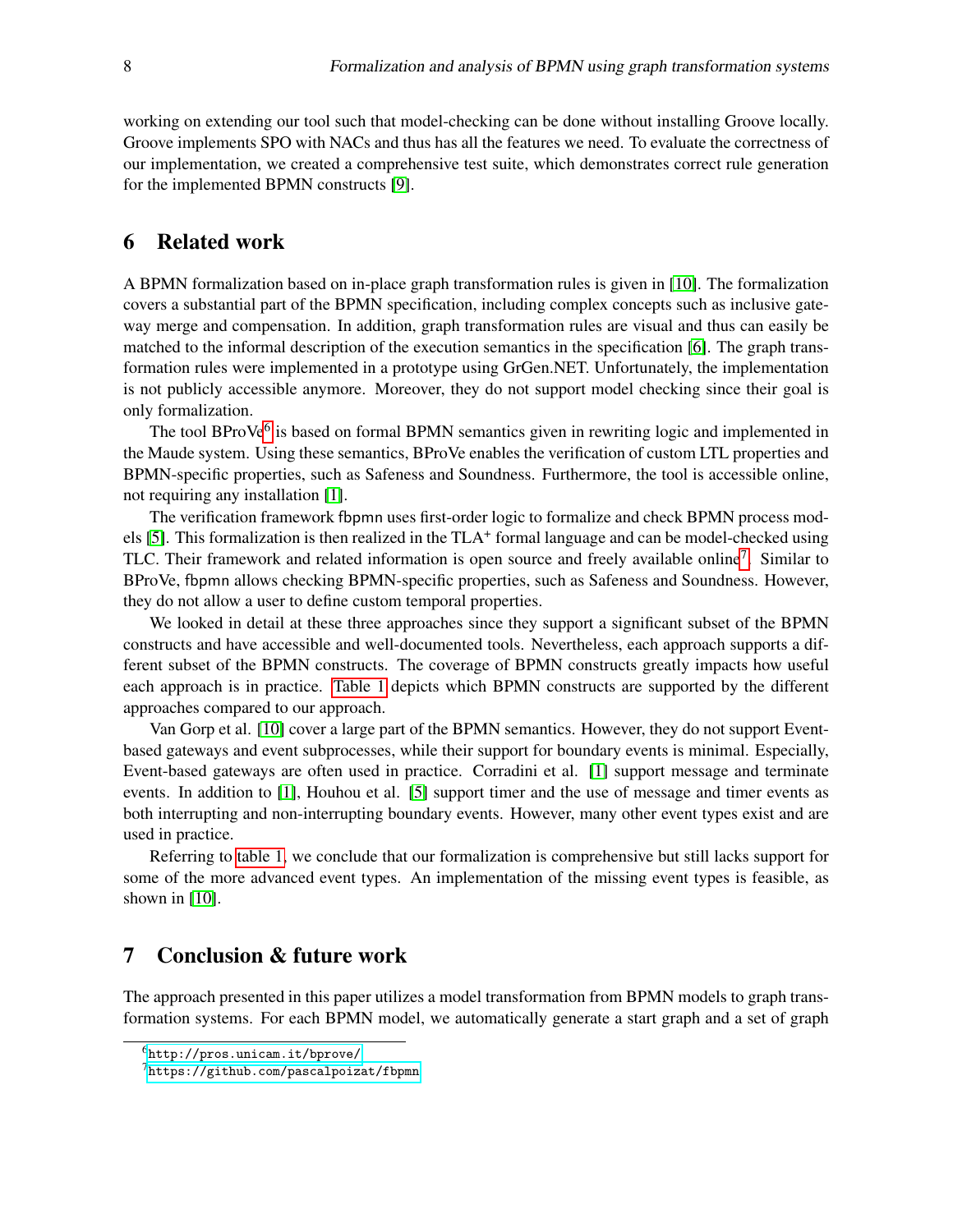working on extending our tool such that model-checking can be done without installing Groove locally. Groove implements SPO with NACs and thus has all the features we need. To evaluate the correctness of our implementation, we created a comprehensive test suite, which demonstrates correct rule generation for the implemented BPMN constructs [9].

## 6 Related work

A BPMN formalization based on in-place graph transformation rules is given in [10]. The formalization covers a substantial part of the BPMN specification, including complex concepts such as inclusive gateway merge and compensation. In addition, graph transformation rules are visual and thus can easily be matched to the informal description of the execution semantics in the specification [6]. The graph transformation rules were implemented in a prototype using GrGen.NET. Unfortunately, the implementation is not publicly accessible anymore. Moreover, they do not support model checking since their goal is only formalization.

The tool BProVe[6] is based on formal BPMN semantics given in rewriting logic and implemented in the Maude system. Using these semantics, BProVe enables the verification of custom LTL properties and BPMN-specific properties, such as Safeness and Soundness. Furthermore, the tool is accessible online, not requiring any installation [1].

The verification framework fbpmn uses first-order logic to formalize and check BPMN process models [5]. This formalization is then realized in the TLA⁺ formal language and can be model-checked using TLC. Their framework and related information is open source and freely available online[7]. Similar to BProVe, fbpmn allows checking BPMN-specific properties, such as Safeness and Soundness. However, they do not allow a user to define custom temporal properties.

We looked in detail at these three approaches since they support a significant subset of the BPMN constructs and have accessible and well-documented tools. Nevertheless, each approach supports a different subset of the BPMN constructs. The coverage of BPMN constructs greatly impacts how useful each approach is in practice. Table 1 depicts which BPMN constructs are supported by the different approaches compared to our approach.

Van Gorp et al. [10] cover a large part of the BPMN semantics. However, they do not support Event-based gateways and event subprocesses, while their support for boundary events is minimal. Especially, Event-based gateways are often used in practice. Corradini et al. [1] support message and terminate events. In addition to [1], Houhou et al. [5] support timer and the use of message and timer events as both interrupting and non-interrupting boundary events. However, many other event types exist and are used in practice.

Referring to table 1, we conclude that our formalization is comprehensive but still lacks support for some of the more advanced event types. An implementation of the missing event types is feasible, as shown in [10].

## 7 Conclusion & future work

The approach presented in this paper utilizes a model transformation from BPMN models to graph transformation systems. For each BPMN model, we automatically generate a start graph and a set of graph

[6] http://pros.unicam.it/bprove/

[7] https://github.com/pascalpoizat/fbpmn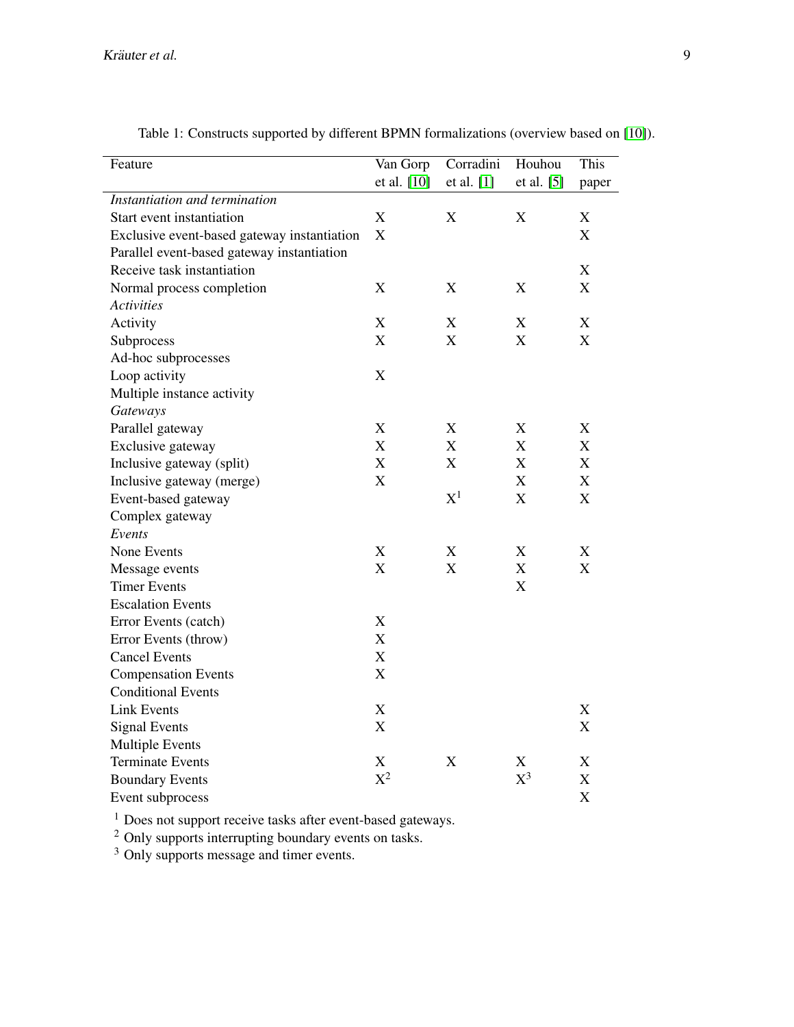Table 1: Constructs supported by different BPMN formalizations (overview based on [10]).

| Feature | Van Gorp et al. [10] | Corradini et al. [1] | Houhou et al. [5] | This paper |
|---|---|---|---|---|
| *Instantiation and termination* | | | | |
| Start event instantiation | X | X | X | X |
| Exclusive event-based gateway instantiation | X | | | X |
| Parallel event-based gateway instantiation | | | | |
| Receive task instantiation | | | | X |
| Normal process completion | X | X | X | X |
| *Activities* | | | | |
| Activity | X | X | X | X |
| Subprocess | X | X | X | X |
| Ad-hoc subprocesses | | | | |
| Loop activity | X | | | |
| Multiple instance activity | | | | |
| *Gateways* | | | | |
| Parallel gateway | X | X | X | X |
| Exclusive gateway | X | X | X | X |
| Inclusive gateway (split) | X | X | X | X |
| Inclusive gateway (merge) | X | | X | X |
| Event-based gateway | | X[1] | X | X |
| Complex gateway | | | | |
| *Events* | | | | |
| None Events | X | X | X | X |
| Message events | X | X | X | X |
| Timer Events | | | X | |
| Escalation Events | | | | |
| Error Events (catch) | X | | | |
| Error Events (throw) | X | | | |
| Cancel Events | X | | | |
| Compensation Events | X | | | |
| Conditional Events | | | | |
| Link Events | X | | | X |
| Signal Events | X | | | X |
| Multiple Events | | | | |
| Terminate Events | X | X | X | X |
| Boundary Events | X[2] | | X[3] | X |
| Event subprocess | | | | X |

[1] Does not support receive tasks after event-based gateways.
[2] Only supports interrupting boundary events on tasks.
[3] Only supports message and timer events.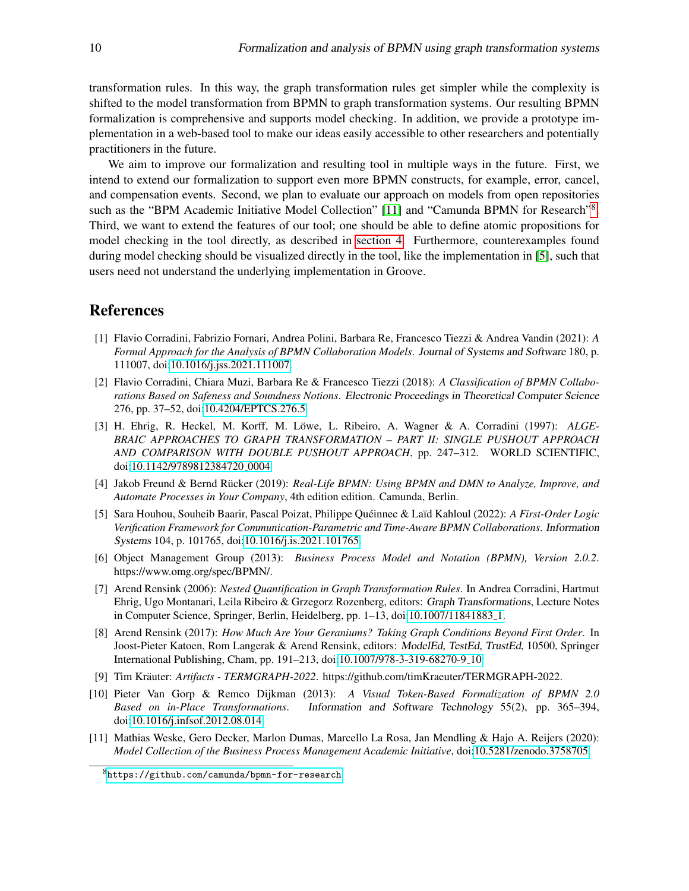transformation rules. In this way, the graph transformation rules get simpler while the complexity is shifted to the model transformation from BPMN to graph transformation systems. Our resulting BPMN formalization is comprehensive and supports model checking. In addition, we provide a prototype implementation in a web-based tool to make our ideas easily accessible to other researchers and potentially practitioners in the future.

We aim to improve our formalization and resulting tool in multiple ways in the future. First, we intend to extend our formalization to support even more BPMN constructs, for example, error, cancel, and compensation events. Second, we plan to evaluate our approach on models from open repositories such as the "BPM Academic Initiative Model Collection" [11] and "Camunda BPMN for Research"[8]. Third, we want to extend the features of our tool; one should be able to define atomic propositions for model checking in the tool directly, as described in section 4. Furthermore, counterexamples found during model checking should be visualized directly in the tool, like the implementation in [5], such that users need not understand the underlying implementation in Groove.

## References

[1] Flavio Corradini, Fabrizio Fornari, Andrea Polini, Barbara Re, Francesco Tiezzi & Andrea Vandin (2021): *A Formal Approach for the Analysis of BPMN Collaboration Models*. Journal of Systems and Software 180, p. 111007, doi:10.1016/j.jss.2021.111007.

[2] Flavio Corradini, Chiara Muzi, Barbara Re & Francesco Tiezzi (2018): *A Classification of BPMN Collaborations Based on Safeness and Soundness Notions*. Electronic Proceedings in Theoretical Computer Science 276, pp. 37–52, doi:10.4204/EPTCS.276.5.

[3] H. Ehrig, R. Heckel, M. Korff, M. Löwe, L. Ribeiro, A. Wagner & A. Corradini (1997): *ALGEBRAIC APPROACHES TO GRAPH TRANSFORMATION – PART II: SINGLE PUSHOUT APPROACH AND COMPARISON WITH DOUBLE PUSHOUT APPROACH*, pp. 247–312. WORLD SCIENTIFIC, doi:10.1142/9789812384720_0004.

[4] Jakob Freund & Bernd Rücker (2019): *Real-Life BPMN: Using BPMN and DMN to Analyze, Improve, and Automate Processes in Your Company*, 4th edition edition. Camunda, Berlin.

[5] Sara Houhou, Souheib Baarir, Pascal Poizat, Philippe Quéinnec & Laïd Kahloul (2022): *A First-Order Logic Verification Framework for Communication-Parametric and Time-Aware BPMN Collaborations*. Information Systems 104, p. 101765, doi:10.1016/j.is.2021.101765.

[6] Object Management Group (2013): *Business Process Model and Notation (BPMN), Version 2.0.2*. https://www.omg.org/spec/BPMN/.

[7] Arend Rensink (2006): *Nested Quantification in Graph Transformation Rules*. In Andrea Corradini, Hartmut Ehrig, Ugo Montanari, Leila Ribeiro & Grzegorz Rozenberg, editors: Graph Transformations, Lecture Notes in Computer Science, Springer, Berlin, Heidelberg, pp. 1–13, doi:10.1007/11841883_1.

[8] Arend Rensink (2017): *How Much Are Your Geraniums? Taking Graph Conditions Beyond First Order*. In Joost-Pieter Katoen, Rom Langerak & Arend Rensink, editors: ModelEd, TestEd, TrustEd, 10500, Springer International Publishing, Cham, pp. 191–213, doi:10.1007/978-3-319-68270-9_10.

[9] Tim Kräuter: *Artifacts - TERMGRAPH-2022*. https://github.com/timKraeuter/TERMGRAPH-2022.

[10] Pieter Van Gorp & Remco Dijkman (2013): *A Visual Token-Based Formalization of BPMN 2.0 Based on in-Place Transformations*. Information and Software Technology 55(2), pp. 365–394, doi:10.1016/j.infsof.2012.08.014.

[11] Mathias Weske, Gero Decker, Marlon Dumas, Marcello La Rosa, Jan Mendling & Hajo A. Reijers (2020): *Model Collection of the Business Process Management Academic Initiative*, doi:10.5281/zenodo.3758705.

[8] https://github.com/camunda/bpmn-for-research